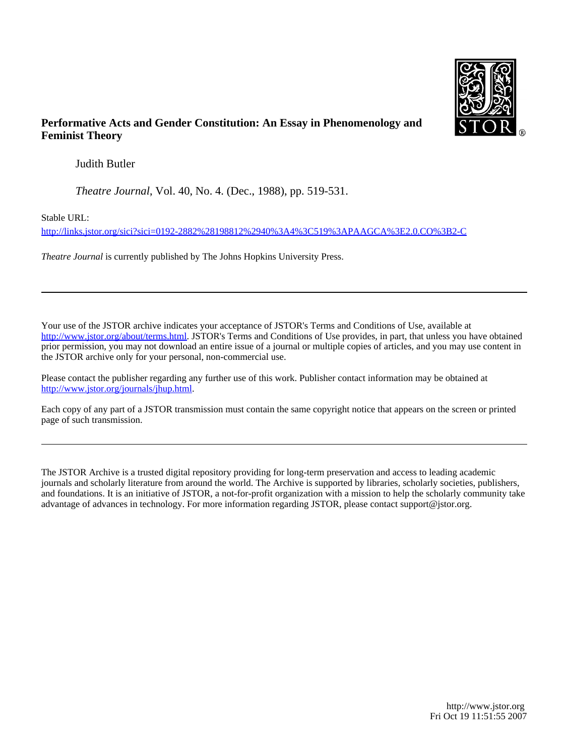**Performative Acts and Gender Constitution: An Essay in Phenomenology and Feminist Theory**

Judith Butler

*Theatre Journal*, Vol. 40, No. 4. (Dec., 1988), pp. 519-531.

Stable URL:

http://links.jstor.org/sici?sici=0192-2882%28198812%2940%3A4%3C519%3APAAGCA%3E2.0.CO%3B2-C

*Theatre Journal* is currently published by The Johns Hopkins University Press.

---

Your use of the JSTOR archive indicates your acceptance of JSTOR's Terms and Conditions of Use, available at http://www.jstor.org/about/terms.html. JSTOR's Terms and Conditions of Use provides, in part, that unless you have obtained prior permission, you may not download an entire issue of a journal or multiple copies of articles, and you may use content in the JSTOR archive only for your personal, non-commercial use.

Please contact the publisher regarding any further use of this work. Publisher contact information may be obtained at http://www.jstor.org/journals/jhup.html.

Each copy of any part of a JSTOR transmission must contain the same copyright notice that appears on the screen or printed page of such transmission.

---

The JSTOR Archive is a trusted digital repository providing for long-term preservation and access to leading academic journals and scholarly literature from around the world. The Archive is supported by libraries, scholarly societies, publishers, and foundations. It is an initiative of JSTOR, a not-for-profit organization with a mission to help the scholarly community take advantage of advances in technology. For more information regarding JSTOR, please contact support@jstor.org.

http://www.jstor.org
Fri Oct 19 11:51:55 2007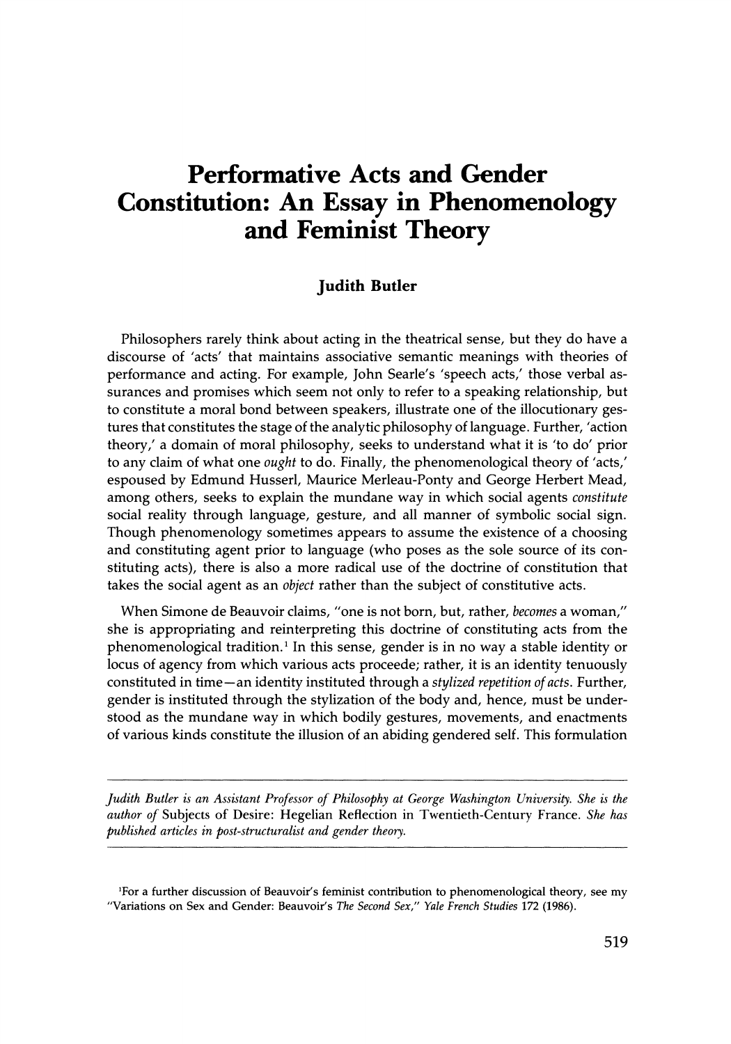# Performative Acts and Gender Constitution: An Essay in Phenomenology and Feminist Theory

**Judith Butler**

Philosophers rarely think about acting in the theatrical sense, but they do have a discourse of 'acts' that maintains associative semantic meanings with theories of performance and acting. For example, John Searle's 'speech acts,' those verbal assurances and promises which seem not only to refer to a speaking relationship, but to constitute a moral bond between speakers, illustrate one of the illocutionary gestures that constitutes the stage of the analytic philosophy of language. Further, 'action theory,' a domain of moral philosophy, seeks to understand what it is 'to do' prior to any claim of what one *ought* to do. Finally, the phenomenological theory of 'acts,' espoused by Edmund Husserl, Maurice Merleau-Ponty and George Herbert Mead, among others, seeks to explain the mundane way in which social agents *constitute* social reality through language, gesture, and all manner of symbolic social sign. Though phenomenology sometimes appears to assume the existence of a choosing and constituting agent prior to language (who poses as the sole source of its constituting acts), there is also a more radical use of the doctrine of constitution that takes the social agent as an *object* rather than the subject of constitutive acts.

When Simone de Beauvoir claims, "one is not born, but, rather, *becomes* a woman," she is appropriating and reinterpreting this doctrine of constituting acts from the phenomenological tradition.[1] In this sense, gender is in no way a stable identity or locus of agency from which various acts proceede; rather, it is an identity tenuously constituted in time—an identity instituted through a *stylized repetition of acts*. Further, gender is instituted through the stylization of the body and, hence, must be understood as the mundane way in which bodily gestures, movements, and enactments of various kinds constitute the illusion of an abiding gendered self. This formulation

---

*Judith Butler is an Assistant Professor of Philosophy at George Washington University. She is the author of* Subjects of Desire: Hegelian Reflection in Twentieth-Century France. *She has published articles in post-structuralist and gender theory.*

---

[1]For a further discussion of Beauvoir's feminist contribution to phenomenological theory, see my "Variations on Sex and Gender: Beauvoir's *The Second Sex*," *Yale French Studies* 172 (1986).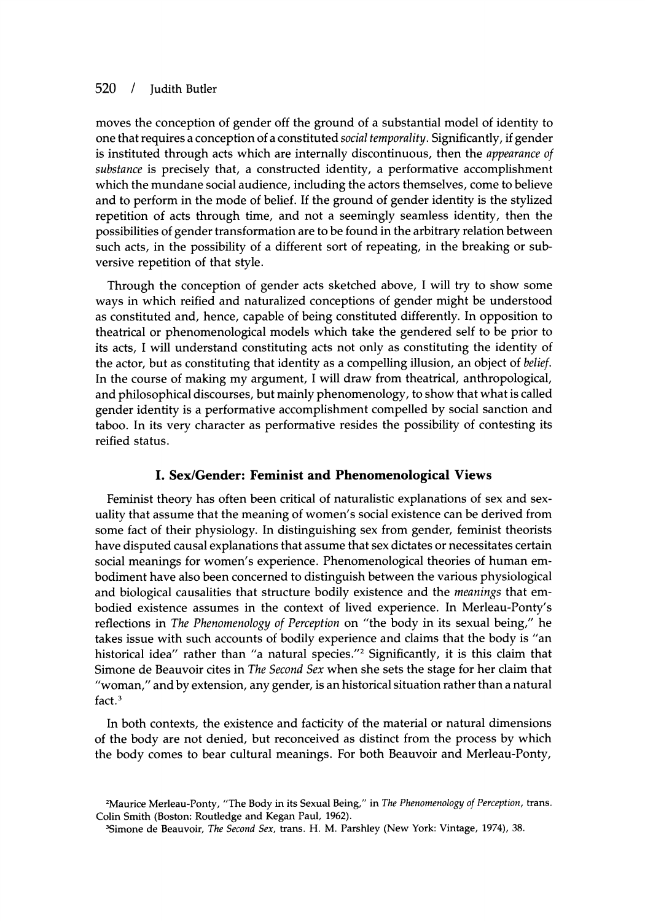moves the conception of gender off the ground of a substantial model of identity to one that requires a conception of a constituted *social temporality*. Significantly, if gender is instituted through acts which are internally discontinuous, then the *appearance of substance* is precisely that, a constructed identity, a performative accomplishment which the mundane social audience, including the actors themselves, come to believe and to perform in the mode of belief. If the ground of gender identity is the stylized repetition of acts through time, and not a seemingly seamless identity, then the possibilities of gender transformation are to be found in the arbitrary relation between such acts, in the possibility of a different sort of repeating, in the breaking or subversive repetition of that style.

Through the conception of gender acts sketched above, I will try to show some ways in which reified and naturalized conceptions of gender might be understood as constituted and, hence, capable of being constituted differently. In opposition to theatrical or phenomenological models which take the gendered self to be prior to its acts, I will understand constituting acts not only as constituting the identity of the actor, but as constituting that identity as a compelling illusion, an object of *belief*. In the course of making my argument, I will draw from theatrical, anthropological, and philosophical discourses, but mainly phenomenology, to show that what is called gender identity is a performative accomplishment compelled by social sanction and taboo. In its very character as performative resides the possibility of contesting its reified status.

## I. Sex/Gender: Feminist and Phenomenological Views

Feminist theory has often been critical of naturalistic explanations of sex and sexuality that assume that the meaning of women's social existence can be derived from some fact of their physiology. In distinguishing sex from gender, feminist theorists have disputed causal explanations that assume that sex dictates or necessitates certain social meanings for women's experience. Phenomenological theories of human embodiment have also been concerned to distinguish between the various physiological and biological causalities that structure bodily existence and the *meanings* that embodied existence assumes in the context of lived experience. In Merleau-Ponty's reflections in *The Phenomenology of Perception* on "the body in its sexual being," he takes issue with such accounts of bodily experience and claims that the body is "an historical idea" rather than "a natural species."[2] Significantly, it is this claim that Simone de Beauvoir cites in *The Second Sex* when she sets the stage for her claim that "woman," and by extension, any gender, is an historical situation rather than a natural fact.[3]

In both contexts, the existence and facticity of the material or natural dimensions of the body are not denied, but reconceived as distinct from the process by which the body comes to bear cultural meanings. For both Beauvoir and Merleau-Ponty,

[2] Maurice Merleau-Ponty, "The Body in its Sexual Being," in *The Phenomenology of Perception*, trans. Colin Smith (Boston: Routledge and Kegan Paul, 1962).

[3] Simone de Beauvoir, *The Second Sex*, trans. H. M. Parshley (New York: Vintage, 1974), 38.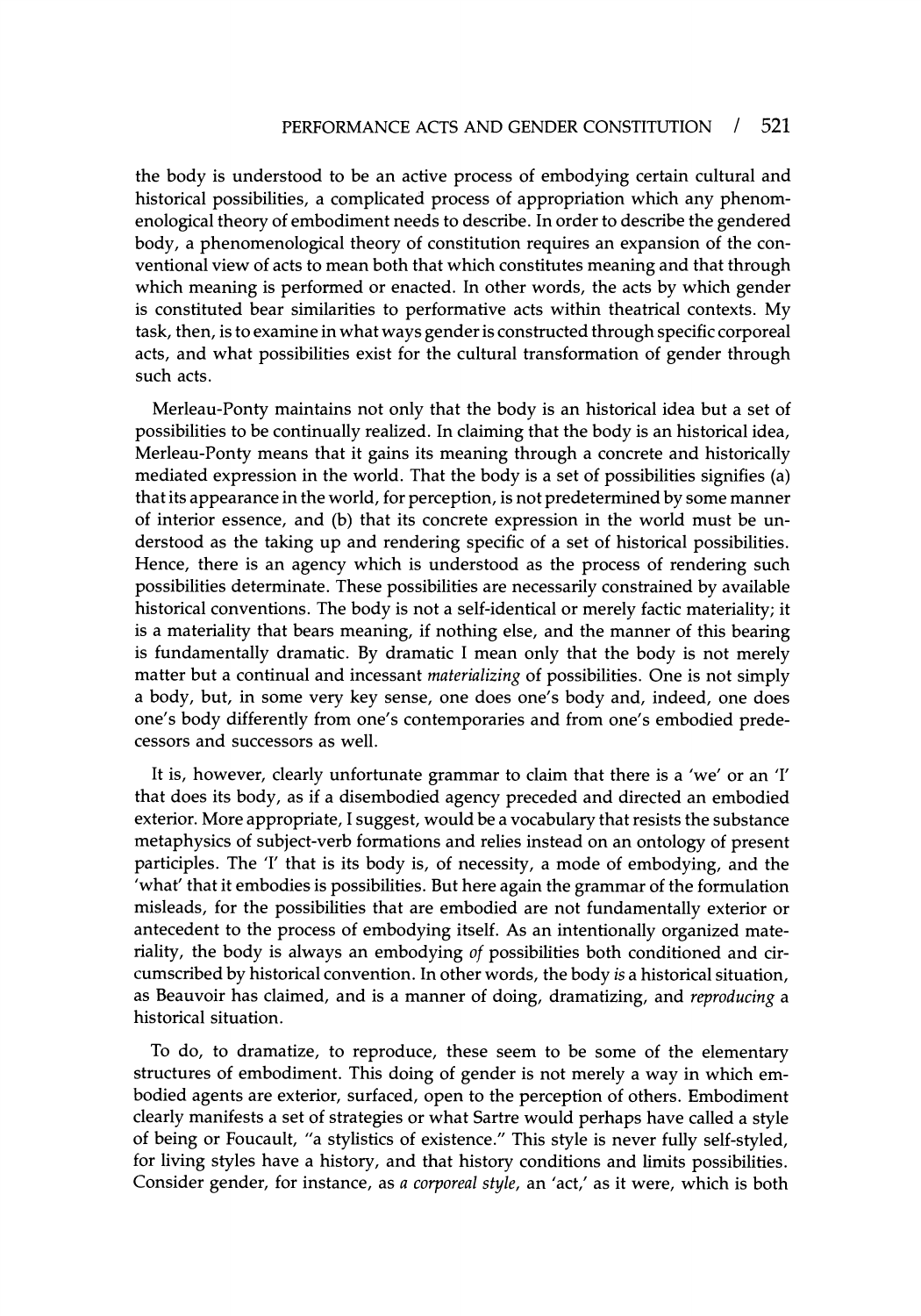the body is understood to be an active process of embodying certain cultural and historical possibilities, a complicated process of appropriation which any phenomenological theory of embodiment needs to describe. In order to describe the gendered body, a phenomenological theory of constitution requires an expansion of the conventional view of acts to mean both that which constitutes meaning and that through which meaning is performed or enacted. In other words, the acts by which gender is constituted bear similarities to performative acts within theatrical contexts. My task, then, is to examine in what ways gender is constructed through specific corporeal acts, and what possibilities exist for the cultural transformation of gender through such acts.

Merleau-Ponty maintains not only that the body is an historical idea but a set of possibilities to be continually realized. In claiming that the body is an historical idea, Merleau-Ponty means that it gains its meaning through a concrete and historically mediated expression in the world. That the body is a set of possibilities signifies (a) that its appearance in the world, for perception, is not predetermined by some manner of interior essence, and (b) that its concrete expression in the world must be understood as the taking up and rendering specific of a set of historical possibilities. Hence, there is an agency which is understood as the process of rendering such possibilities determinate. These possibilities are necessarily constrained by available historical conventions. The body is not a self-identical or merely factic materiality; it is a materiality that bears meaning, if nothing else, and the manner of this bearing is fundamentally dramatic. By dramatic I mean only that the body is not merely matter but a continual and incessant *materializing* of possibilities. One is not simply a body, but, in some very key sense, one does one's body and, indeed, one does one's body differently from one's contemporaries and from one's embodied predecessors and successors as well.

It is, however, clearly unfortunate grammar to claim that there is a 'we' or an 'I' that does its body, as if a disembodied agency preceded and directed an embodied exterior. More appropriate, I suggest, would be a vocabulary that resists the substance metaphysics of subject-verb formations and relies instead on an ontology of present participles. The 'I' that is its body is, of necessity, a mode of embodying, and the 'what' that it embodies is possibilities. But here again the grammar of the formulation misleads, for the possibilities that are embodied are not fundamentally exterior or antecedent to the process of embodying itself. As an intentionally organized materiality, the body is always an embodying *of* possibilities both conditioned and circumscribed by historical convention. In other words, the body *is* a historical situation, as Beauvoir has claimed, and is a manner of doing, dramatizing, and *reproducing* a historical situation.

To do, to dramatize, to reproduce, these seem to be some of the elementary structures of embodiment. This doing of gender is not merely a way in which embodied agents are exterior, surfaced, open to the perception of others. Embodiment clearly manifests a set of strategies or what Sartre would perhaps have called a style of being or Foucault, "a stylistics of existence." This style is never fully self-styled, for living styles have a history, and that history conditions and limits possibilities. Consider gender, for instance, as *a corporeal style*, an 'act,' as it were, which is both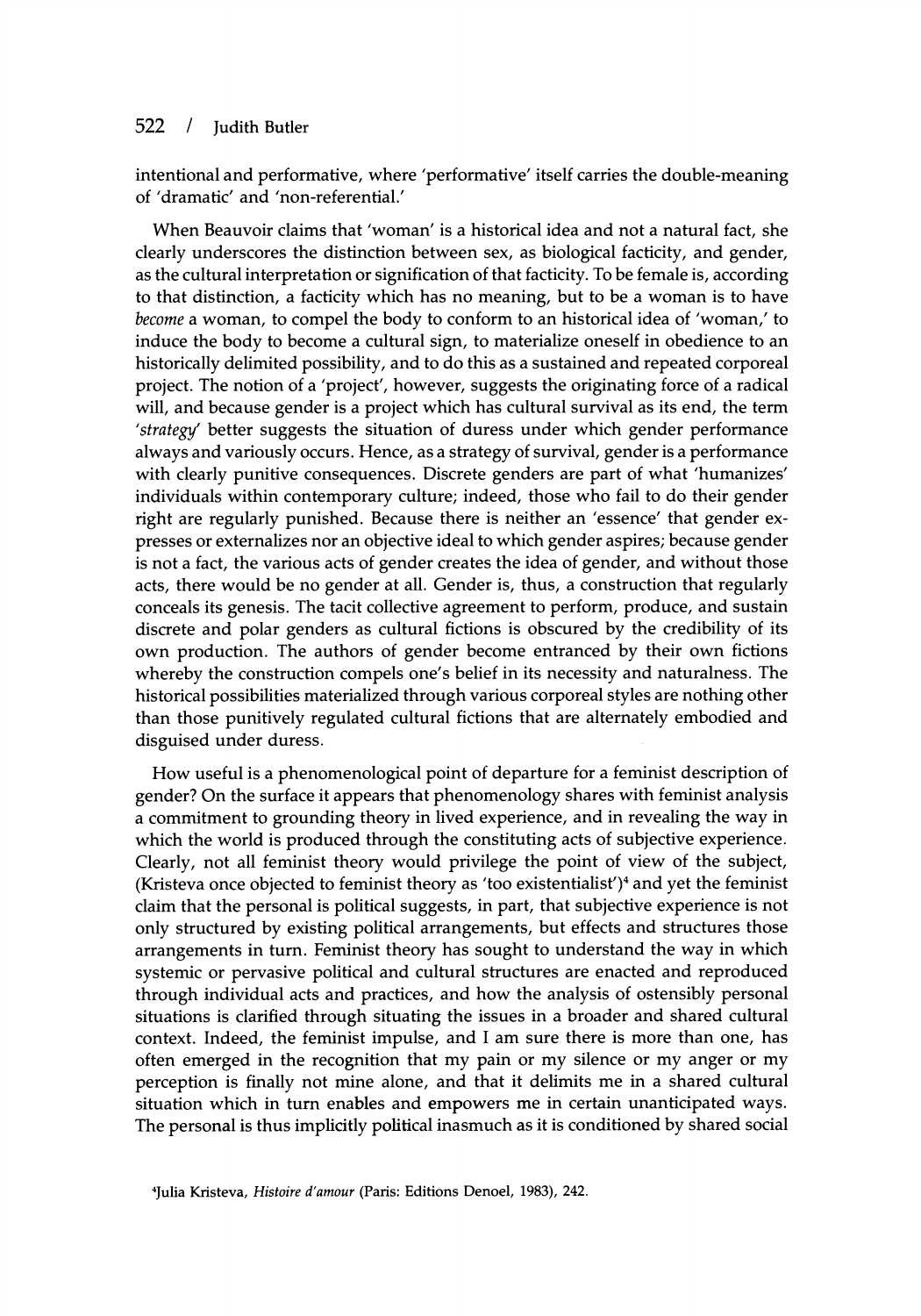intentional and performative, where 'performative' itself carries the double-meaning of 'dramatic' and 'non-referential.'

When Beauvoir claims that 'woman' is a historical idea and not a natural fact, she clearly underscores the distinction between sex, as biological facticity, and gender, as the cultural interpretation or signification of that facticity. To be female is, according to that distinction, a facticity which has no meaning, but to be a woman is to have *become* a woman, to compel the body to conform to an historical idea of 'woman,' to induce the body to become a cultural sign, to materialize oneself in obedience to an historically delimited possibility, and to do this as a sustained and repeated corporeal project. The notion of a 'project', however, suggests the originating force of a radical will, and because gender is a project which has cultural survival as its end, the term '*strategy*' better suggests the situation of duress under which gender performance always and variously occurs. Hence, as a strategy of survival, gender is a performance with clearly punitive consequences. Discrete genders are part of what 'humanizes' individuals within contemporary culture; indeed, those who fail to do their gender right are regularly punished. Because there is neither an 'essence' that gender expresses or externalizes nor an objective ideal to which gender aspires; because gender is not a fact, the various acts of gender creates the idea of gender, and without those acts, there would be no gender at all. Gender is, thus, a construction that regularly conceals its genesis. The tacit collective agreement to perform, produce, and sustain discrete and polar genders as cultural fictions is obscured by the credibility of its own production. The authors of gender become entranced by their own fictions whereby the construction compels one's belief in its necessity and naturalness. The historical possibilities materialized through various corporeal styles are nothing other than those punitively regulated cultural fictions that are alternately embodied and disguised under duress.

How useful is a phenomenological point of departure for a feminist description of gender? On the surface it appears that phenomenology shares with feminist analysis a commitment to grounding theory in lived experience, and in revealing the way in which the world is produced through the constituting acts of subjective experience. Clearly, not all feminist theory would privilege the point of view of the subject, (Kristeva once objected to feminist theory as 'too existentialist')[4] and yet the feminist claim that the personal is political suggests, in part, that subjective experience is not only structured by existing political arrangements, but effects and structures those arrangements in turn. Feminist theory has sought to understand the way in which systemic or pervasive political and cultural structures are enacted and reproduced through individual acts and practices, and how the analysis of ostensibly personal situations is clarified through situating the issues in a broader and shared cultural context. Indeed, the feminist impulse, and I am sure there is more than one, has often emerged in the recognition that my pain or my silence or my anger or my perception is finally not mine alone, and that it delimits me in a shared cultural situation which in turn enables and empowers me in certain unanticipated ways. The personal is thus implicitly political inasmuch as it is conditioned by shared social

[4]Julia Kristeva, *Histoire d'amour* (Paris: Editions Denoel, 1983), 242.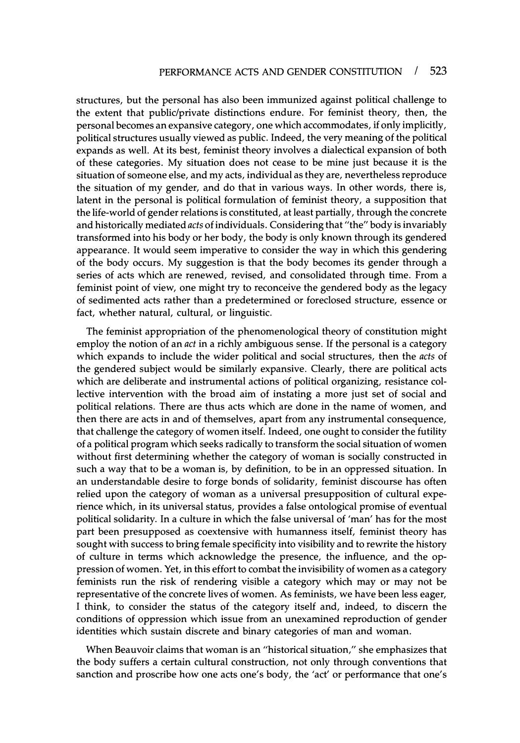structures, but the personal has also been immunized against political challenge to the extent that public/private distinctions endure. For feminist theory, then, the personal becomes an expansive category, one which accommodates, if only implicitly, political structures usually viewed as public. Indeed, the very meaning of the political expands as well. At its best, feminist theory involves a dialectical expansion of both of these categories. My situation does not cease to be mine just because it is the situation of someone else, and my acts, individual as they are, nevertheless reproduce the situation of my gender, and do that in various ways. In other words, there is, latent in the personal is political formulation of feminist theory, a supposition that the life-world of gender relations is constituted, at least partially, through the concrete and historically mediated *acts* of individuals. Considering that "the" body is invariably transformed into his body or her body, the body is only known through its gendered appearance. It would seem imperative to consider the way in which this gendering of the body occurs. My suggestion is that the body becomes its gender through a series of acts which are renewed, revised, and consolidated through time. From a feminist point of view, one might try to reconceive the gendered body as the legacy of sedimented acts rather than a predetermined or foreclosed structure, essence or fact, whether natural, cultural, or linguistic.

The feminist appropriation of the phenomenological theory of constitution might employ the notion of an *act* in a richly ambiguous sense. If the personal is a category which expands to include the wider political and social structures, then the *acts* of the gendered subject would be similarly expansive. Clearly, there are political acts which are deliberate and instrumental actions of political organizing, resistance collective intervention with the broad aim of instating a more just set of social and political relations. There are thus acts which are done in the name of women, and then there are acts in and of themselves, apart from any instrumental consequence, that challenge the category of women itself. Indeed, one ought to consider the futility of a political program which seeks radically to transform the social situation of women without first determining whether the category of woman is socially constructed in such a way that to be a woman is, by definition, to be in an oppressed situation. In an understandable desire to forge bonds of solidarity, feminist discourse has often relied upon the category of woman as a universal presupposition of cultural experience which, in its universal status, provides a false ontological promise of eventual political solidarity. In a culture in which the false universal of 'man' has for the most part been presupposed as coextensive with humanness itself, feminist theory has sought with success to bring female specificity into visibility and to rewrite the history of culture in terms which acknowledge the presence, the influence, and the oppression of women. Yet, in this effort to combat the invisibility of women as a category feminists run the risk of rendering visible a category which may or may not be representative of the concrete lives of women. As feminists, we have been less eager, I think, to consider the status of the category itself and, indeed, to discern the conditions of oppression which issue from an unexamined reproduction of gender identities which sustain discrete and binary categories of man and woman.

When Beauvoir claims that woman is an "historical situation," she emphasizes that the body suffers a certain cultural construction, not only through conventions that sanction and proscribe how one acts one's body, the 'act' or performance that one's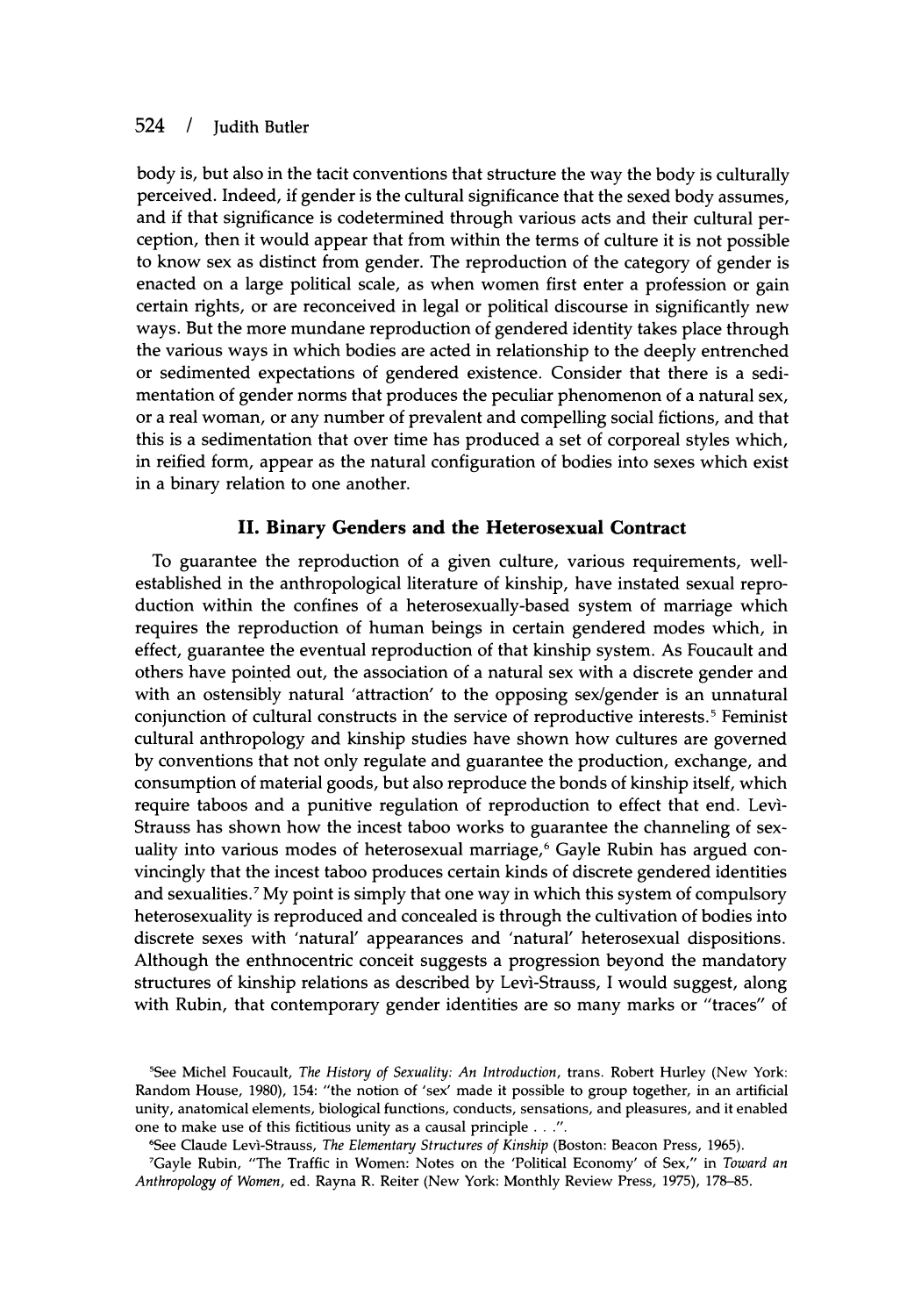body is, but also in the tacit conventions that structure the way the body is culturally perceived. Indeed, if gender is the cultural significance that the sexed body assumes, and if that significance is codetermined through various acts and their cultural perception, then it would appear that from within the terms of culture it is not possible to know sex as distinct from gender. The reproduction of the category of gender is enacted on a large political scale, as when women first enter a profession or gain certain rights, or are reconceived in legal or political discourse in significantly new ways. But the more mundane reproduction of gendered identity takes place through the various ways in which bodies are acted in relationship to the deeply entrenched or sedimented expectations of gendered existence. Consider that there is a sedimentation of gender norms that produces the peculiar phenomenon of a natural sex, or a real woman, or any number of prevalent and compelling social fictions, and that this is a sedimentation that over time has produced a set of corporeal styles which, in reified form, appear as the natural configuration of bodies into sexes which exist in a binary relation to one another.

## II. Binary Genders and the Heterosexual Contract

To guarantee the reproduction of a given culture, various requirements, well-established in the anthropological literature of kinship, have instated sexual reproduction within the confines of a heterosexually-based system of marriage which requires the reproduction of human beings in certain gendered modes which, in effect, guarantee the eventual reproduction of that kinship system. As Foucault and others have pointed out, the association of a natural sex with a discrete gender and with an ostensibly natural 'attraction' to the opposing sex/gender is an unnatural conjunction of cultural constructs in the service of reproductive interests.[5] Feminist cultural anthropology and kinship studies have shown how cultures are governed by conventions that not only regulate and guarantee the production, exchange, and consumption of material goods, but also reproduce the bonds of kinship itself, which require taboos and a punitive regulation of reproduction to effect that end. Levì-Strauss has shown how the incest taboo works to guarantee the channeling of sexuality into various modes of heterosexual marriage,[6] Gayle Rubin has argued convincingly that the incest taboo produces certain kinds of discrete gendered identities and sexualities.[7] My point is simply that one way in which this system of compulsory heterosexuality is reproduced and concealed is through the cultivation of bodies into discrete sexes with 'natural' appearances and 'natural' heterosexual dispositions. Although the enthnocentric conceit suggests a progression beyond the mandatory structures of kinship relations as described by Levì-Strauss, I would suggest, along with Rubin, that contemporary gender identities are so many marks or "traces" of

[5]See Michel Foucault, *The History of Sexuality: An Introduction*, trans. Robert Hurley (New York: Random House, 1980), 154: "the notion of 'sex' made it possible to group together, in an artificial unity, anatomical elements, biological functions, conducts, sensations, and pleasures, and it enabled one to make use of this fictitious unity as a causal principle . . .".

[6]See Claude Levì-Strauss, *The Elementary Structures of Kinship* (Boston: Beacon Press, 1965).

[7]Gayle Rubin, "The Traffic in Women: Notes on the 'Political Economy' of Sex," in *Toward an Anthropology of Women*, ed. Rayna R. Reiter (New York: Monthly Review Press, 1975), 178–85.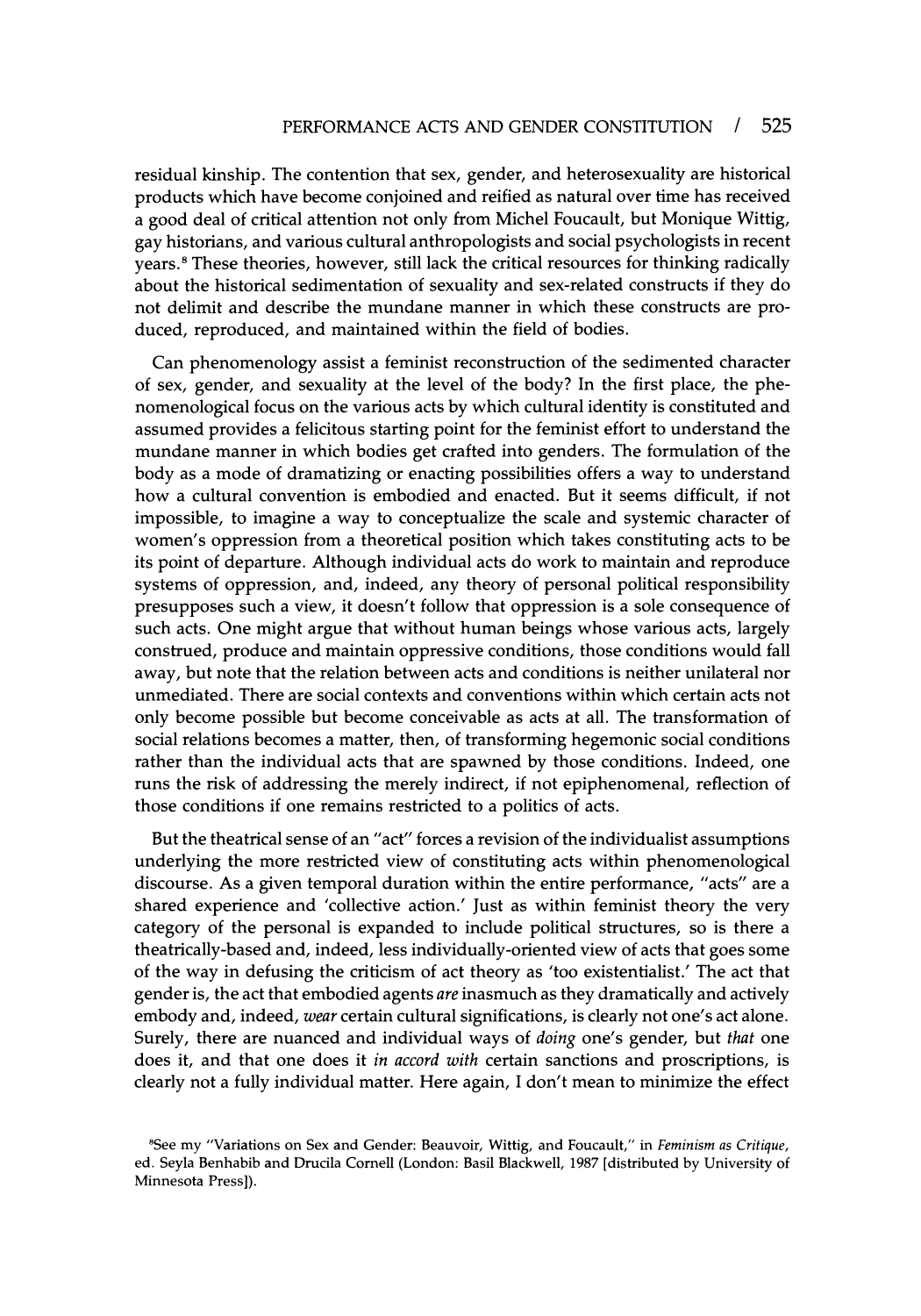residual kinship. The contention that sex, gender, and heterosexuality are historical products which have become conjoined and reified as natural over time has received a good deal of critical attention not only from Michel Foucault, but Monique Wittig, gay historians, and various cultural anthropologists and social psychologists in recent years.[8] These theories, however, still lack the critical resources for thinking radically about the historical sedimentation of sexuality and sex-related constructs if they do not delimit and describe the mundane manner in which these constructs are produced, reproduced, and maintained within the field of bodies.

Can phenomenology assist a feminist reconstruction of the sedimented character of sex, gender, and sexuality at the level of the body? In the first place, the phenomenological focus on the various acts by which cultural identity is constituted and assumed provides a felicitous starting point for the feminist effort to understand the mundane manner in which bodies get crafted into genders. The formulation of the body as a mode of dramatizing or enacting possibilities offers a way to understand how a cultural convention is embodied and enacted. But it seems difficult, if not impossible, to imagine a way to conceptualize the scale and systemic character of women's oppression from a theoretical position which takes constituting acts to be its point of departure. Although individual acts do work to maintain and reproduce systems of oppression, and, indeed, any theory of personal political responsibility presupposes such a view, it doesn't follow that oppression is a sole consequence of such acts. One might argue that without human beings whose various acts, largely construed, produce and maintain oppressive conditions, those conditions would fall away, but note that the relation between acts and conditions is neither unilateral nor unmediated. There are social contexts and conventions within which certain acts not only become possible but become conceivable as acts at all. The transformation of social relations becomes a matter, then, of transforming hegemonic social conditions rather than the individual acts that are spawned by those conditions. Indeed, one runs the risk of addressing the merely indirect, if not epiphenomenal, reflection of those conditions if one remains restricted to a politics of acts.

But the theatrical sense of an "act" forces a revision of the individualist assumptions underlying the more restricted view of constituting acts within phenomenological discourse. As a given temporal duration within the entire performance, "acts" are a shared experience and 'collective action.' Just as within feminist theory the very category of the personal is expanded to include political structures, so is there a theatrically-based and, indeed, less individually-oriented view of acts that goes some of the way in defusing the criticism of act theory as 'too existentialist.' The act that gender is, the act that embodied agents *are* inasmuch as they dramatically and actively embody and, indeed, *wear* certain cultural significations, is clearly not one's act alone. Surely, there are nuanced and individual ways of *doing* one's gender, but *that* one does it, and that one does it *in accord with* certain sanctions and proscriptions, is clearly not a fully individual matter. Here again, I don't mean to minimize the effect

[8]See my "Variations on Sex and Gender: Beauvoir, Wittig, and Foucault," in *Feminism as Critique*, ed. Seyla Benhabib and Drucila Cornell (London: Basil Blackwell, 1987 [distributed by University of Minnesota Press]).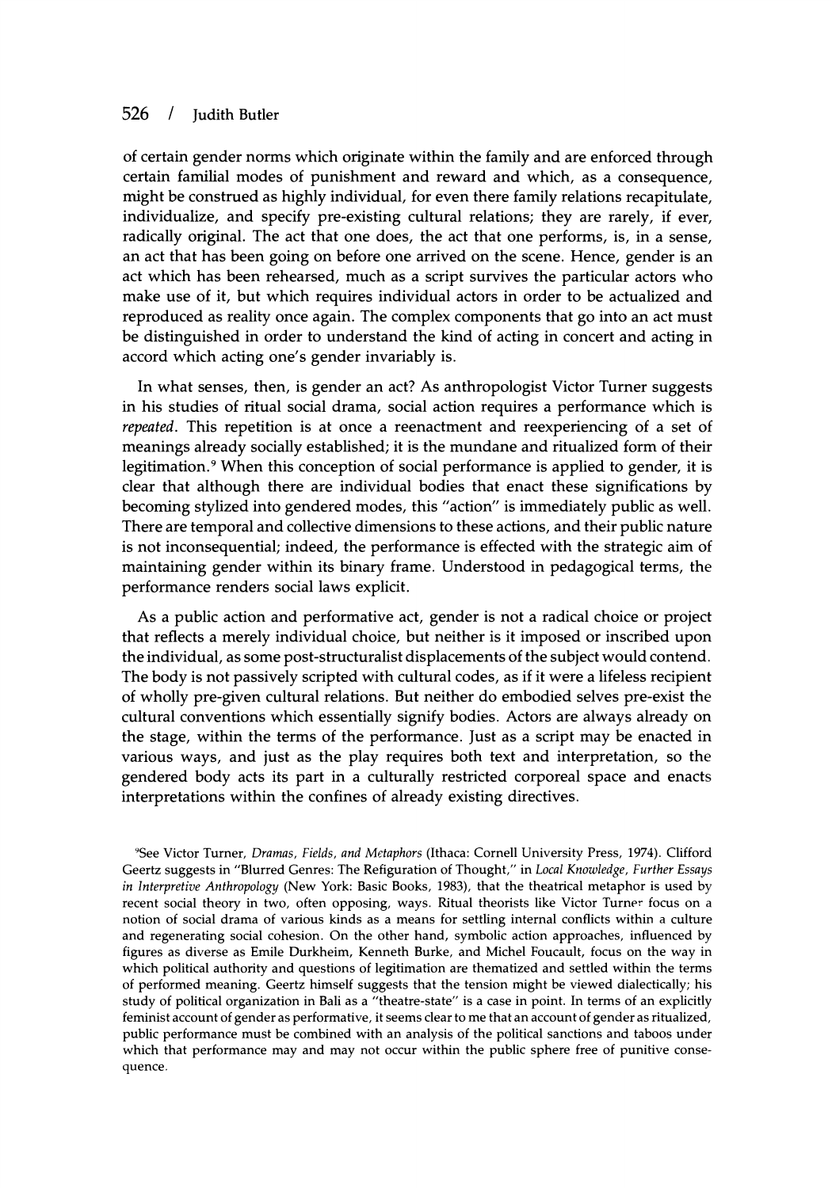of certain gender norms which originate within the family and are enforced through certain familial modes of punishment and reward and which, as a consequence, might be construed as highly individual, for even there family relations recapitulate, individualize, and specify pre-existing cultural relations; they are rarely, if ever, radically original. The act that one does, the act that one performs, is, in a sense, an act that has been going on before one arrived on the scene. Hence, gender is an act which has been rehearsed, much as a script survives the particular actors who make use of it, but which requires individual actors in order to be actualized and reproduced as reality once again. The complex components that go into an act must be distinguished in order to understand the kind of acting in concert and acting in accord which acting one's gender invariably is.

In what senses, then, is gender an act? As anthropologist Victor Turner suggests in his studies of ritual social drama, social action requires a performance which is *repeated*. This repetition is at once a reenactment and reexperiencing of a set of meanings already socially established; it is the mundane and ritualized form of their legitimation.[9] When this conception of social performance is applied to gender, it is clear that although there are individual bodies that enact these significations by becoming stylized into gendered modes, this "action" is immediately public as well. There are temporal and collective dimensions to these actions, and their public nature is not inconsequential; indeed, the performance is effected with the strategic aim of maintaining gender within its binary frame. Understood in pedagogical terms, the performance renders social laws explicit.

As a public action and performative act, gender is not a radical choice or project that reflects a merely individual choice, but neither is it imposed or inscribed upon the individual, as some post-structuralist displacements of the subject would contend. The body is not passively scripted with cultural codes, as if it were a lifeless recipient of wholly pre-given cultural relations. But neither do embodied selves pre-exist the cultural conventions which essentially signify bodies. Actors are always already on the stage, within the terms of the performance. Just as a script may be enacted in various ways, and just as the play requires both text and interpretation, so the gendered body acts its part in a culturally restricted corporeal space and enacts interpretations within the confines of already existing directives.

[9]See Victor Turner, *Dramas, Fields, and Metaphors* (Ithaca: Cornell University Press, 1974). Clifford Geertz suggests in "Blurred Genres: The Refiguration of Thought," in *Local Knowledge, Further Essays in Interpretive Anthropology* (New York: Basic Books, 1983), that the theatrical metaphor is used by recent social theory in two, often opposing, ways. Ritual theorists like Victor Turner focus on a notion of social drama of various kinds as a means for settling internal conflicts within a culture and regenerating social cohesion. On the other hand, symbolic action approaches, influenced by figures as diverse as Emile Durkheim, Kenneth Burke, and Michel Foucault, focus on the way in which political authority and questions of legitimation are thematized and settled within the terms of performed meaning. Geertz himself suggests that the tension might be viewed dialectically; his study of political organization in Bali as a "theatre-state" is a case in point. In terms of an explicitly feminist account of gender as performative, it seems clear to me that an account of gender as ritualized, public performance must be combined with an analysis of the political sanctions and taboos under which that performance may and may not occur within the public sphere free of punitive consequence.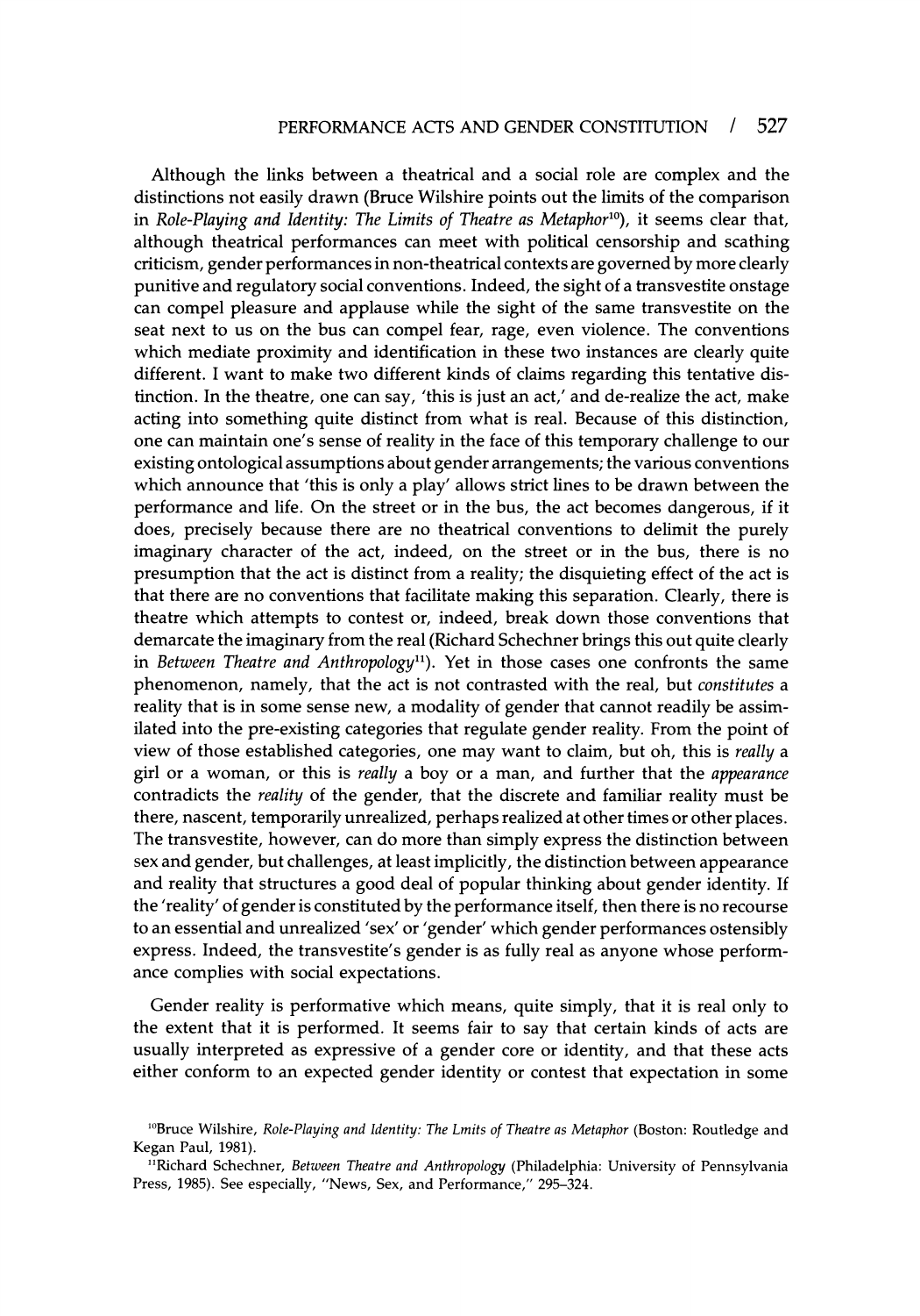Although the links between a theatrical and a social role are complex and the distinctions not easily drawn (Bruce Wilshire points out the limits of the comparison in *Role-Playing and Identity: The Limits of Theatre as Metaphor*[10]), it seems clear that, although theatrical performances can meet with political censorship and scathing criticism, gender performances in non-theatrical contexts are governed by more clearly punitive and regulatory social conventions. Indeed, the sight of a transvestite onstage can compel pleasure and applause while the sight of the same transvestite on the seat next to us on the bus can compel fear, rage, even violence. The conventions which mediate proximity and identification in these two instances are clearly quite different. I want to make two different kinds of claims regarding this tentative distinction. In the theatre, one can say, 'this is just an act,' and de-realize the act, make acting into something quite distinct from what is real. Because of this distinction, one can maintain one's sense of reality in the face of this temporary challenge to our existing ontological assumptions about gender arrangements; the various conventions which announce that 'this is only a play' allows strict lines to be drawn between the performance and life. On the street or in the bus, the act becomes dangerous, if it does, precisely because there are no theatrical conventions to delimit the purely imaginary character of the act, indeed, on the street or in the bus, there is no presumption that the act is distinct from a reality; the disquieting effect of the act is that there are no conventions that facilitate making this separation. Clearly, there is theatre which attempts to contest or, indeed, break down those conventions that demarcate the imaginary from the real (Richard Schechner brings this out quite clearly in *Between Theatre and Anthropology*[11]). Yet in those cases one confronts the same phenomenon, namely, that the act is not contrasted with the real, but *constitutes* a reality that is in some sense new, a modality of gender that cannot readily be assimilated into the pre-existing categories that regulate gender reality. From the point of view of those established categories, one may want to claim, but oh, this is *really* a girl or a woman, or this is *really* a boy or a man, and further that the *appearance* contradicts the *reality* of the gender, that the discrete and familiar reality must be there, nascent, temporarily unrealized, perhaps realized at other times or other places. The transvestite, however, can do more than simply express the distinction between sex and gender, but challenges, at least implicitly, the distinction between appearance and reality that structures a good deal of popular thinking about gender identity. If the 'reality' of gender is constituted by the performance itself, then there is no recourse to an essential and unrealized 'sex' or 'gender' which gender performances ostensibly express. Indeed, the transvestite's gender is as fully real as anyone whose performance complies with social expectations.

Gender reality is performative which means, quite simply, that it is real only to the extent that it is performed. It seems fair to say that certain kinds of acts are usually interpreted as expressive of a gender core or identity, and that these acts either conform to an expected gender identity or contest that expectation in some

[10] Bruce Wilshire, *Role-Playing and Identity: The Lmits of Theatre as Metaphor* (Boston: Routledge and Kegan Paul, 1981).

[11] Richard Schechner, *Between Theatre and Anthropology* (Philadelphia: University of Pennsylvania Press, 1985). See especially, "News, Sex, and Performance," 295–324.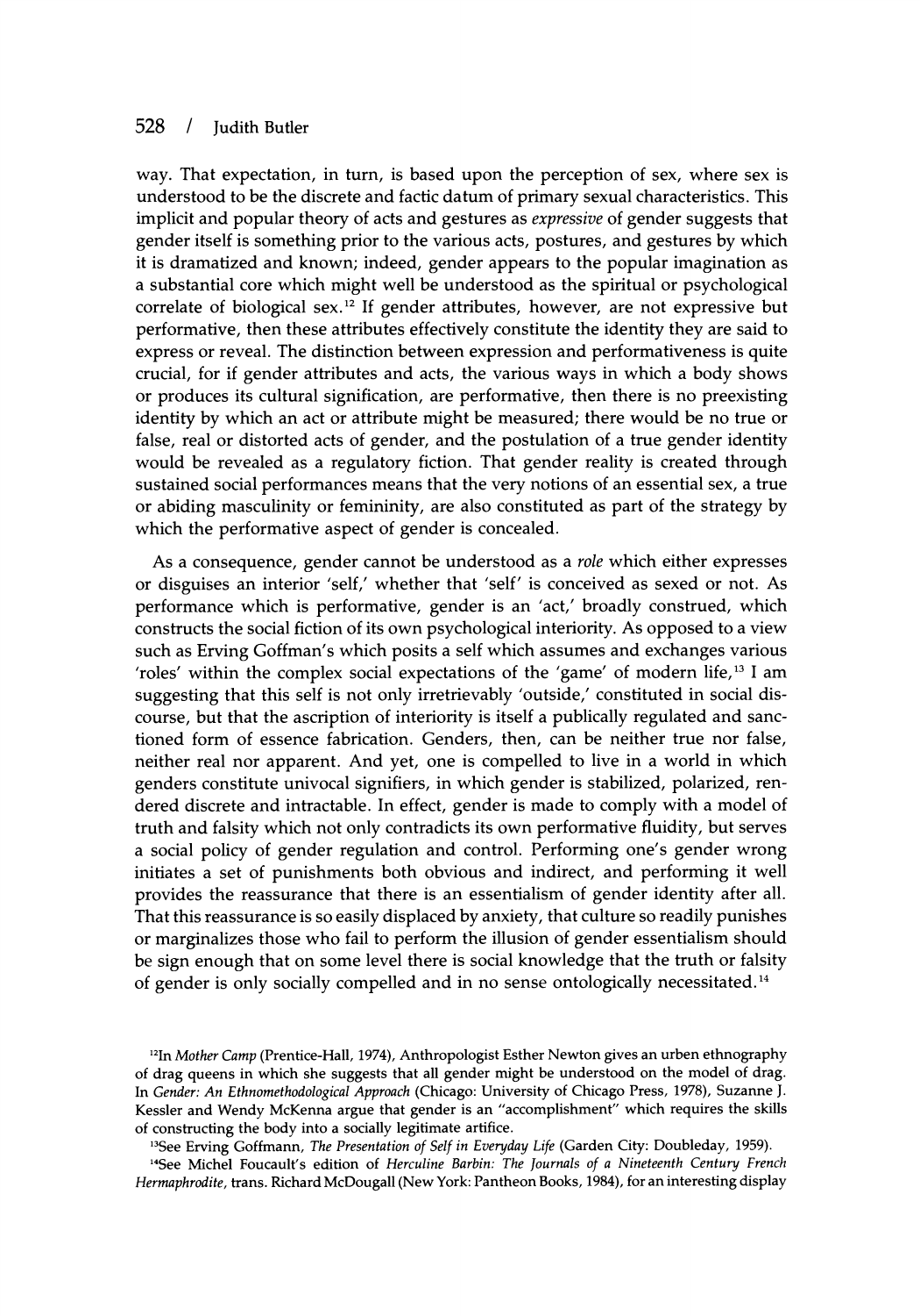way. That expectation, in turn, is based upon the perception of sex, where sex is understood to be the discrete and factic datum of primary sexual characteristics. This implicit and popular theory of acts and gestures as *expressive* of gender suggests that gender itself is something prior to the various acts, postures, and gestures by which it is dramatized and known; indeed, gender appears to the popular imagination as a substantial core which might well be understood as the spiritual or psychological correlate of biological sex.[12] If gender attributes, however, are not expressive but performative, then these attributes effectively constitute the identity they are said to express or reveal. The distinction between expression and performativeness is quite crucial, for if gender attributes and acts, the various ways in which a body shows or produces its cultural signification, are performative, then there is no preexisting identity by which an act or attribute might be measured; there would be no true or false, real or distorted acts of gender, and the postulation of a true gender identity would be revealed as a regulatory fiction. That gender reality is created through sustained social performances means that the very notions of an essential sex, a true or abiding masculinity or femininity, are also constituted as part of the strategy by which the performative aspect of gender is concealed.

As a consequence, gender cannot be understood as a *role* which either expresses or disguises an interior 'self,' whether that 'self' is conceived as sexed or not. As performance which is performative, gender is an 'act,' broadly construed, which constructs the social fiction of its own psychological interiority. As opposed to a view such as Erving Goffman's which posits a self which assumes and exchanges various 'roles' within the complex social expectations of the 'game' of modern life,[13] I am suggesting that this self is not only irretrievably 'outside,' constituted in social discourse, but that the ascription of interiority is itself a publically regulated and sanctioned form of essence fabrication. Genders, then, can be neither true nor false, neither real nor apparent. And yet, one is compelled to live in a world in which genders constitute univocal signifiers, in which gender is stabilized, polarized, rendered discrete and intractable. In effect, gender is made to comply with a model of truth and falsity which not only contradicts its own performative fluidity, but serves a social policy of gender regulation and control. Performing one's gender wrong initiates a set of punishments both obvious and indirect, and performing it well provides the reassurance that there is an essentialism of gender identity after all. That this reassurance is so easily displaced by anxiety, that culture so readily punishes or marginalizes those who fail to perform the illusion of gender essentialism should be sign enough that on some level there is social knowledge that the truth or falsity of gender is only socially compelled and in no sense ontologically necessitated.[14]

---

[12] In *Mother Camp* (Prentice-Hall, 1974), Anthropologist Esther Newton gives an urben ethnography of drag queens in which she suggests that all gender might be understood on the model of drag. In *Gender: An Ethnomethodological Approach* (Chicago: University of Chicago Press, 1978), Suzanne J. Kessler and Wendy McKenna argue that gender is an "accomplishment" which requires the skills of constructing the body into a socially legitimate artifice.

[13] See Erving Goffmann, *The Presentation of Self in Everyday Life* (Garden City: Doubleday, 1959).

[14] See Michel Foucault's edition of *Herculine Barbin: The Journals of a Nineteenth Century French Hermaphrodite*, trans. Richard McDougall (New York: Pantheon Books, 1984), for an interesting display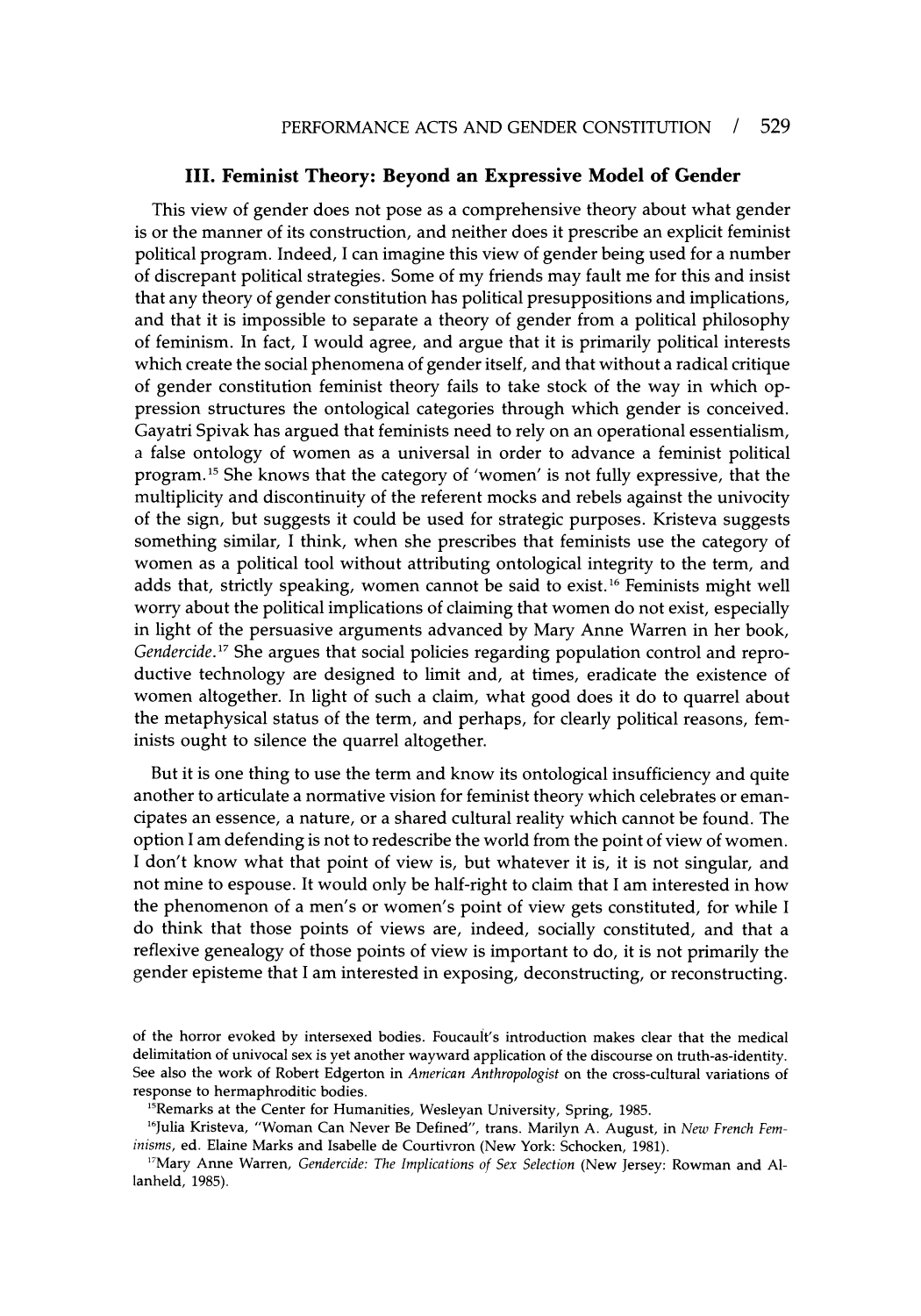## III. Feminist Theory: Beyond an Expressive Model of Gender

This view of gender does not pose as a comprehensive theory about what gender is or the manner of its construction, and neither does it prescribe an explicit feminist political program. Indeed, I can imagine this view of gender being used for a number of discrepant political strategies. Some of my friends may fault me for this and insist that any theory of gender constitution has political presuppositions and implications, and that it is impossible to separate a theory of gender from a political philosophy of feminism. In fact, I would agree, and argue that it is primarily political interests which create the social phenomena of gender itself, and that without a radical critique of gender constitution feminist theory fails to take stock of the way in which oppression structures the ontological categories through which gender is conceived. Gayatri Spivak has argued that feminists need to rely on an operational essentialism, a false ontology of women as a universal in order to advance a feminist political program.[15] She knows that the category of 'women' is not fully expressive, that the multiplicity and discontinuity of the referent mocks and rebels against the univocity of the sign, but suggests it could be used for strategic purposes. Kristeva suggests something similar, I think, when she prescribes that feminists use the category of women as a political tool without attributing ontological integrity to the term, and adds that, strictly speaking, women cannot be said to exist.[16] Feminists might well worry about the political implications of claiming that women do not exist, especially in light of the persuasive arguments advanced by Mary Anne Warren in her book, *Gendercide*.[17] She argues that social policies regarding population control and reproductive technology are designed to limit and, at times, eradicate the existence of women altogether. In light of such a claim, what good does it do to quarrel about the metaphysical status of the term, and perhaps, for clearly political reasons, feminists ought to silence the quarrel altogether.

But it is one thing to use the term and know its ontological insufficiency and quite another to articulate a normative vision for feminist theory which celebrates or emancipates an essence, a nature, or a shared cultural reality which cannot be found. The option I am defending is not to redescribe the world from the point of view of women. I don't know what that point of view is, but whatever it is, it is not singular, and not mine to espouse. It would only be half-right to claim that I am interested in how the phenomenon of a men's or women's point of view gets constituted, for while I do think that those points of views are, indeed, socially constituted, and that a reflexive genealogy of those points of view is important to do, it is not primarily the gender episteme that I am interested in exposing, deconstructing, or reconstructing.

---

of the horror evoked by intersexed bodies. Foucault's introduction makes clear that the medical delimitation of univocal sex is yet another wayward application of the discourse on truth-as-identity. See also the work of Robert Edgerton in *American Anthropologist* on the cross-cultural variations of response to hermaphroditic bodies.

[15] Remarks at the Center for Humanities, Wesleyan University, Spring, 1985.

[16] Julia Kristeva, "Woman Can Never Be Defined", trans. Marilyn A. August, in *New French Feminisms*, ed. Elaine Marks and Isabelle de Courtivron (New York: Schocken, 1981).

[17] Mary Anne Warren, *Gendercide: The Implications of Sex Selection* (New Jersey: Rowman and Allanheld, 1985).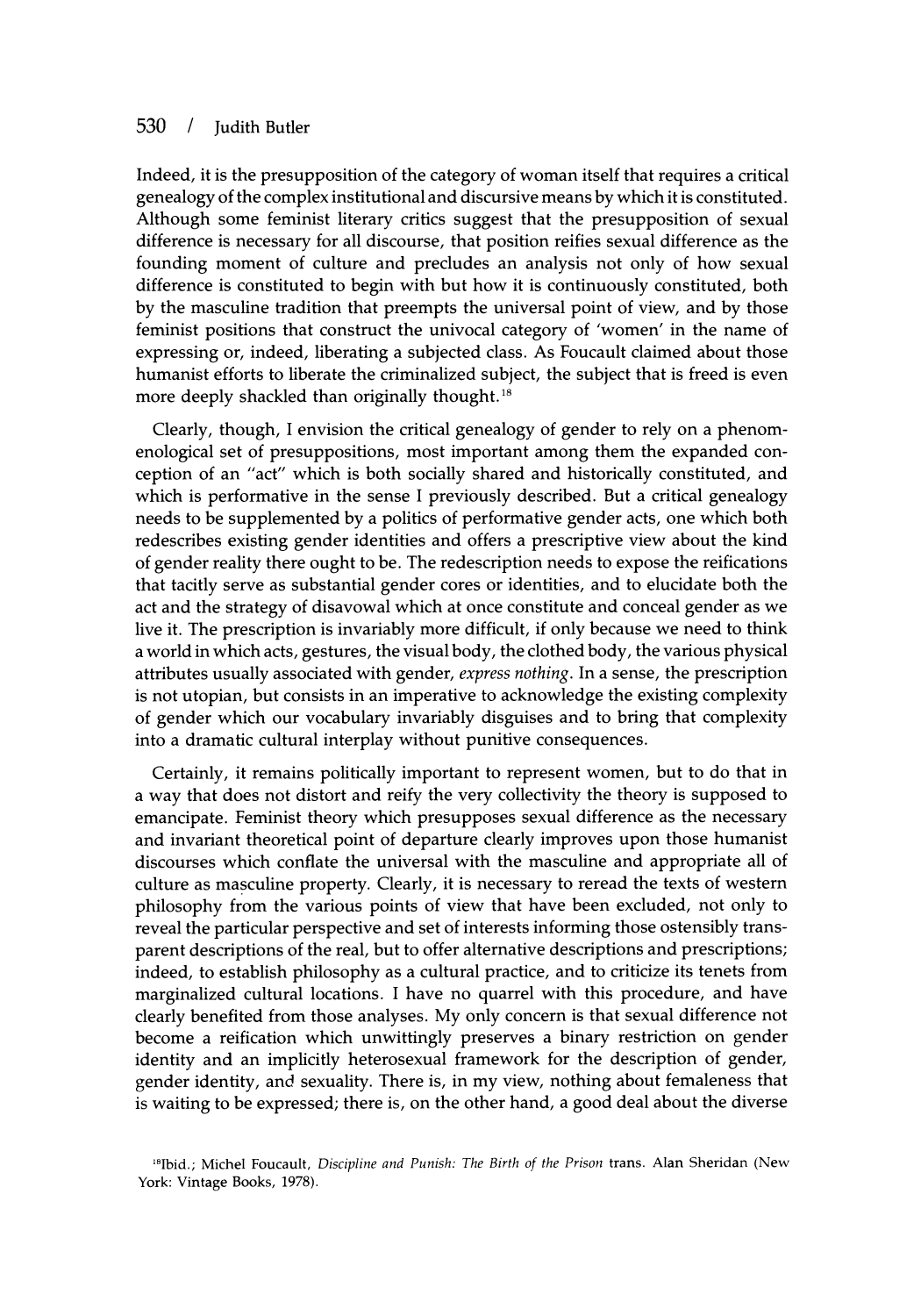Indeed, it is the presupposition of the category of woman itself that requires a critical genealogy of the complex institutional and discursive means by which it is constituted. Although some feminist literary critics suggest that the presupposition of sexual difference is necessary for all discourse, that position reifies sexual difference as the founding moment of culture and precludes an analysis not only of how sexual difference is constituted to begin with but how it is continuously constituted, both by the masculine tradition that preempts the universal point of view, and by those feminist positions that construct the univocal category of 'women' in the name of expressing or, indeed, liberating a subjected class. As Foucault claimed about those humanist efforts to liberate the criminalized subject, the subject that is freed is even more deeply shackled than originally thought.[18]

Clearly, though, I envision the critical genealogy of gender to rely on a phenomenological set of presuppositions, most important among them the expanded conception of an "act" which is both socially shared and historically constituted, and which is performative in the sense I previously described. But a critical genealogy needs to be supplemented by a politics of performative gender acts, one which both redescribes existing gender identities and offers a prescriptive view about the kind of gender reality there ought to be. The redescription needs to expose the reifications that tacitly serve as substantial gender cores or identities, and to elucidate both the act and the strategy of disavowal which at once constitute and conceal gender as we live it. The prescription is invariably more difficult, if only because we need to think a world in which acts, gestures, the visual body, the clothed body, the various physical attributes usually associated with gender, *express nothing*. In a sense, the prescription is not utopian, but consists in an imperative to acknowledge the existing complexity of gender which our vocabulary invariably disguises and to bring that complexity into a dramatic cultural interplay without punitive consequences.

Certainly, it remains politically important to represent women, but to do that in a way that does not distort and reify the very collectivity the theory is supposed to emancipate. Feminist theory which presupposes sexual difference as the necessary and invariant theoretical point of departure clearly improves upon those humanist discourses which conflate the universal with the masculine and appropriate all of culture as masculine property. Clearly, it is necessary to reread the texts of western philosophy from the various points of view that have been excluded, not only to reveal the particular perspective and set of interests informing those ostensibly transparent descriptions of the real, but to offer alternative descriptions and prescriptions; indeed, to establish philosophy as a cultural practice, and to criticize its tenets from marginalized cultural locations. I have no quarrel with this procedure, and have clearly benefited from those analyses. My only concern is that sexual difference not become a reification which unwittingly preserves a binary restriction on gender identity and an implicitly heterosexual framework for the description of gender, gender identity, and sexuality. There is, in my view, nothing about femaleness that is waiting to be expressed; there is, on the other hand, a good deal about the diverse

[18] Ibid.; Michel Foucault, *Discipline and Punish: The Birth of the Prison* trans. Alan Sheridan (New York: Vintage Books, 1978).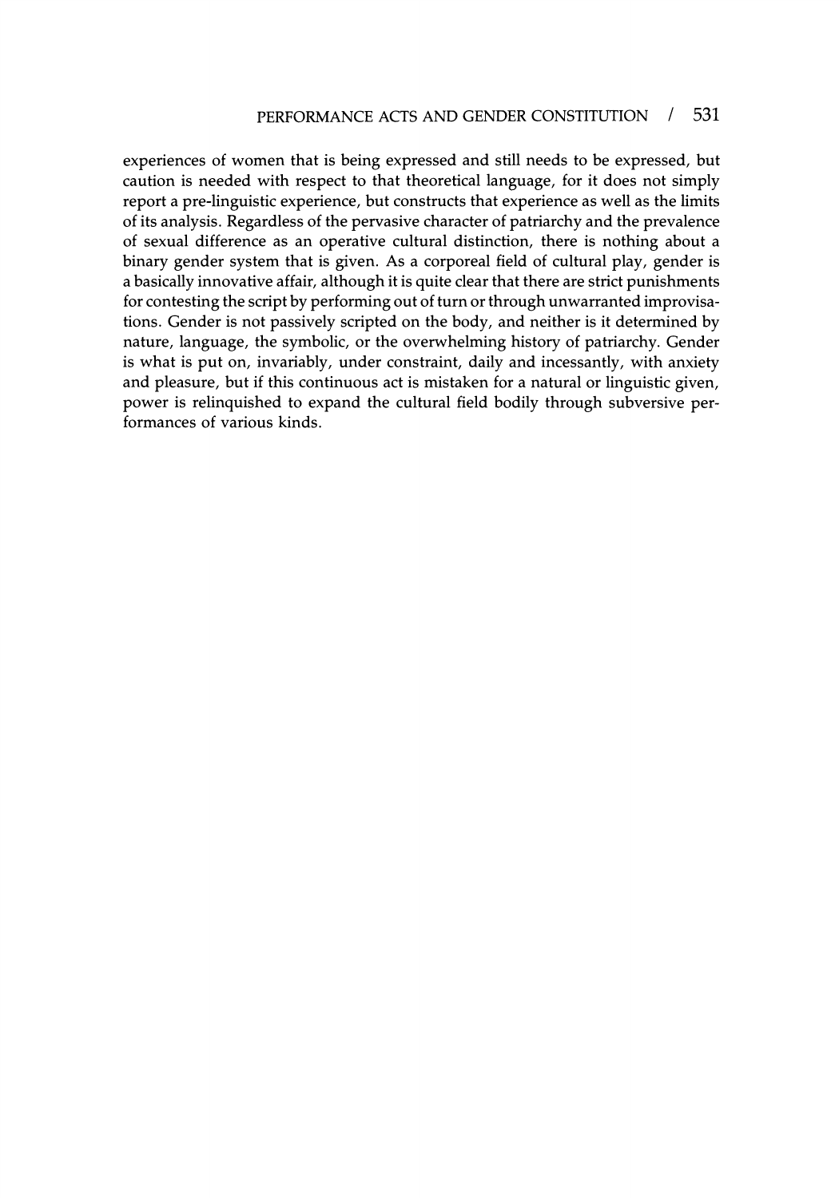experiences of women that is being expressed and still needs to be expressed, but caution is needed with respect to that theoretical language, for it does not simply report a pre-linguistic experience, but constructs that experience as well as the limits of its analysis. Regardless of the pervasive character of patriarchy and the prevalence of sexual difference as an operative cultural distinction, there is nothing about a binary gender system that is given. As a corporeal field of cultural play, gender is a basically innovative affair, although it is quite clear that there are strict punishments for contesting the script by performing out of turn or through unwarranted improvisations. Gender is not passively scripted on the body, and neither is it determined by nature, language, the symbolic, or the overwhelming history of patriarchy. Gender is what is put on, invariably, under constraint, daily and incessantly, with anxiety and pleasure, but if this continuous act is mistaken for a natural or linguistic given, power is relinquished to expand the cultural field bodily through subversive performances of various kinds.